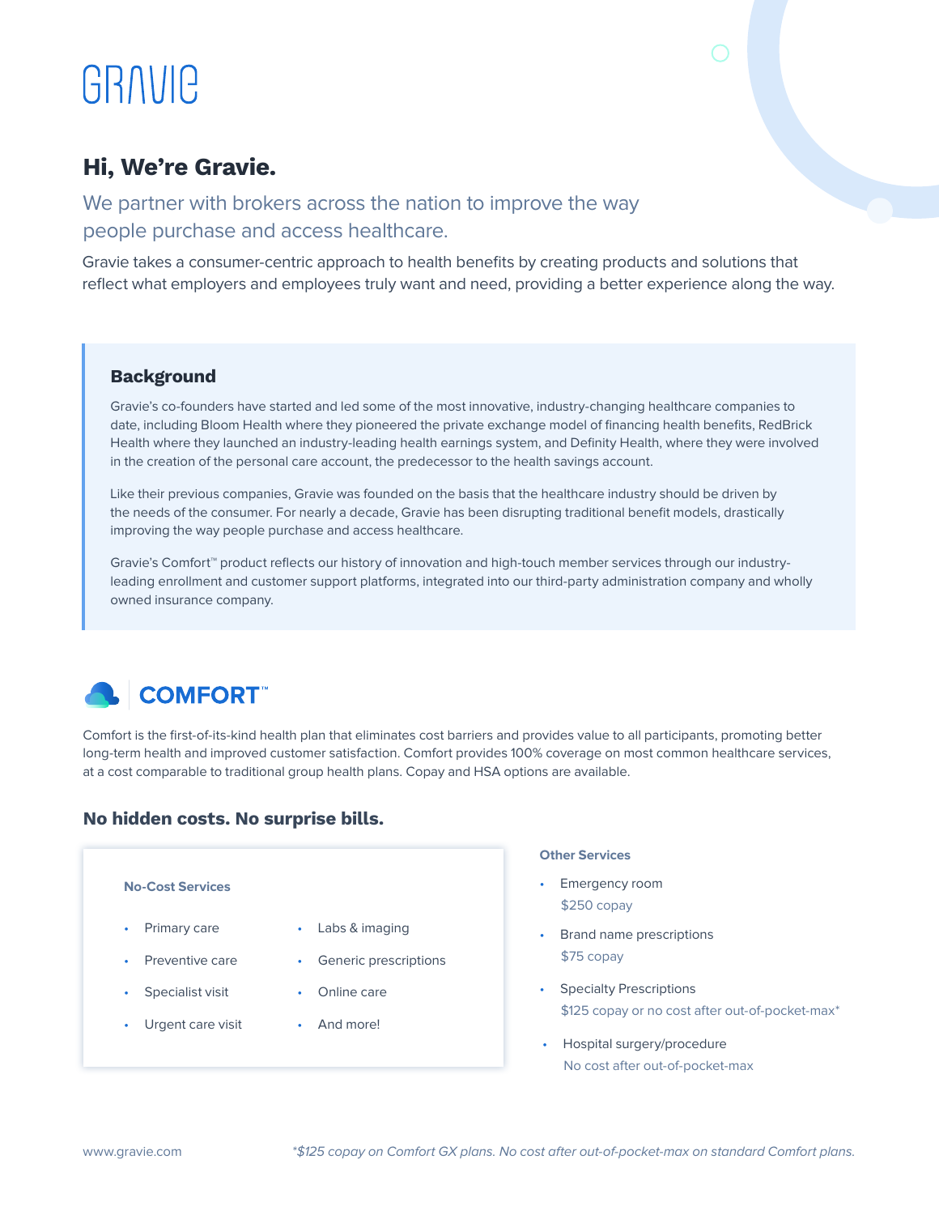# GRAVIE

## Hi, We're Gravie.

We partner with brokers across the nation to improve the way people purchase and access healthcare.

Gravie takes a consumer-centric approach to health benefits by creating products and solutions that reflect what employers and employees truly want and need, providing a better experience along the way.

### Background

Gravie's co-founders have started and led some of the most innovative, industry-changing healthcare companies to date, including Bloom Health where they pioneered the private exchange model of financing health benefits, RedBrick Health where they launched an industry-leading health earnings system, and Definity Health, where they were involved in the creation of the personal care account, the predecessor to the health savings account.

Like their previous companies, Gravie was founded on the basis that the healthcare industry should be driven by the needs of the consumer. For nearly a decade, Gravie has been disrupting traditional benefit models, drastically improving the way people purchase and access healthcare.

Gravie's Comfort™ product reflects our history of innovation and high-touch member services through our industry-leading enrollment and customer support platforms, integrated into our third-party administration company and wholly owned insurance company.

## COMFORT™

Comfort is the first-of-its-kind health plan that eliminates cost barriers and provides value to all participants, promoting better long-term health and improved customer satisfaction. Comfort provides 100% coverage on most common healthcare services, at a cost comparable to traditional group health plans. Copay and HSA options are available.

### No hidden costs. No surprise bills.

**No-Cost Services**

- Primary care
- Preventive care
- Specialist visit
- Urgent care visit
- Labs & imaging
- Generic prescriptions
- Online care
- And more!

**Other Services**

- Emergency room
  $250 copay
- Brand name prescriptions
  $75 copay
- Specialty Prescriptions
  $125 copay or no cost after out-of-pocket-max*
- Hospital surgery/procedure
  No cost after out-of-pocket-max

www.gravie.com

*\*$125 copay on Comfort GX plans. No cost after out-of-pocket-max on standard Comfort plans.*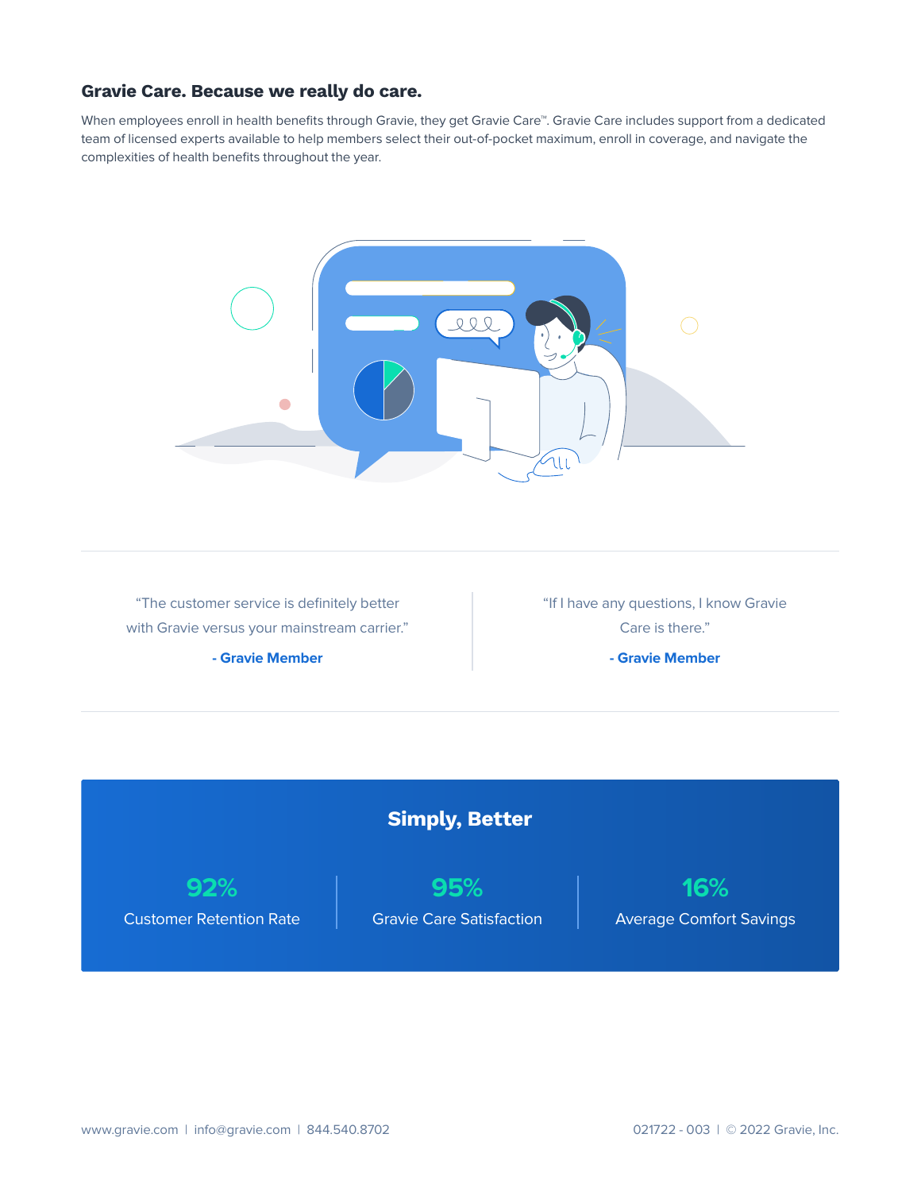## Gravie Care. Because we really do care.

When employees enroll in health benefits through Gravie, they get Gravie Care™. Gravie Care includes support from a dedicated team of licensed experts available to help members select their out-of-pocket maximum, enroll in coverage, and navigate the complexities of health benefits throughout the year.

"The customer service is definitely better with Gravie versus your mainstream carrier."

**- Gravie Member**

"If I have any questions, I know Gravie Care is there."

**- Gravie Member**

## Simply, Better

**92%**
Customer Retention Rate

**95%**
Gravie Care Satisfaction

**16%**
Average Comfort Savings

www.gravie.com | info@gravie.com | 844.540.8702

021722 - 003 | © 2022 Gravie, Inc.